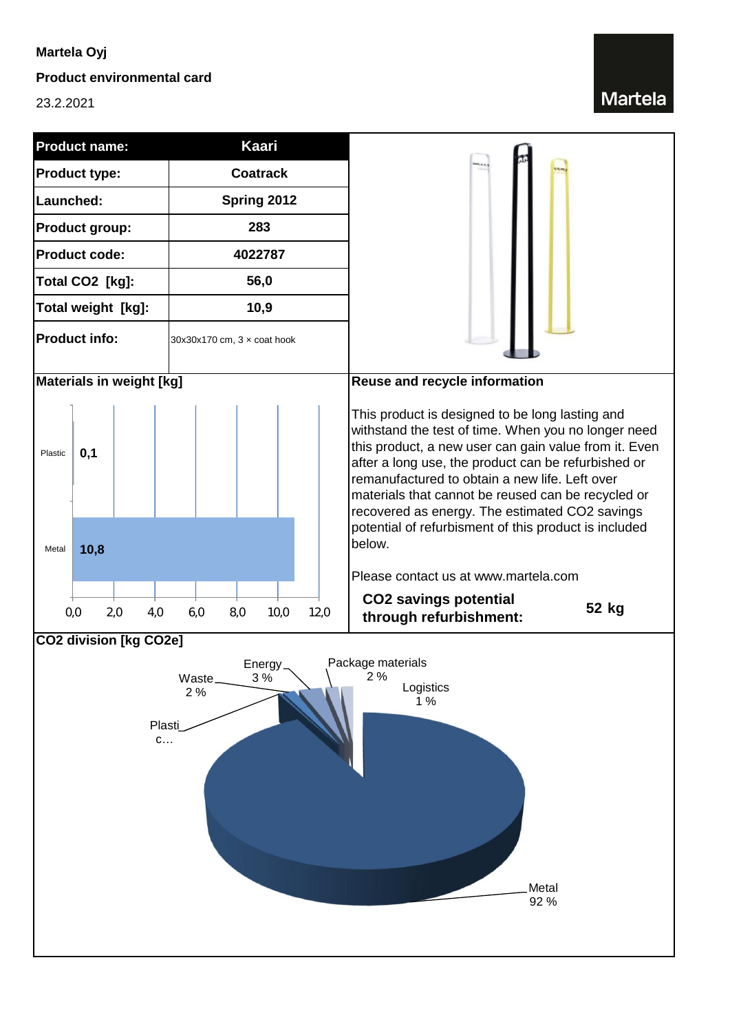**Martela Oyj**

**Product environmental card**

23.2.2021

Martela

| **Product name:** | **Kaari** |
|---|---|
| **Product type:** | **Coatrack** |
| **Launched:** | **Spring 2012** |
| **Product group:** | **283** |
| **Product code:** | **4022787** |
| **Total $CO_2$ [kg]:** | **56,0** |
| **Total weight [kg]:** | **10,9** |
| **Product info:** | 30x30x170 cm, 3 × coat hook |

**Materials in weight [kg]**

| Material | Weight [kg] |
|---|---|
| Plastic | 0,1 |
| Metal | 10,8 |

**Reuse and recycle information**

This product is designed to be long lasting and withstand the test of time. When you no longer need this product, a new user can gain value from it. Even after a long use, the product can be refurbished or remanufactured to obtain a new life. Left over materials that cannot be reused can be recycled or recovered as energy. The estimated $CO_2$ savings potential of refurbisment of this product is included below.

Please contact us at www.martela.com

**$CO_2$ savings potential through refurbishment:** **52 kg**

**$CO_2$ division [kg $CO_2$e]**

| Category | Share |
|---|---|
| Metal | 92 % |
| Plastic | |
| Waste | 2 % |
| Energy | 3 % |
| Package materials | 2 % |
| Logistics | 1 % |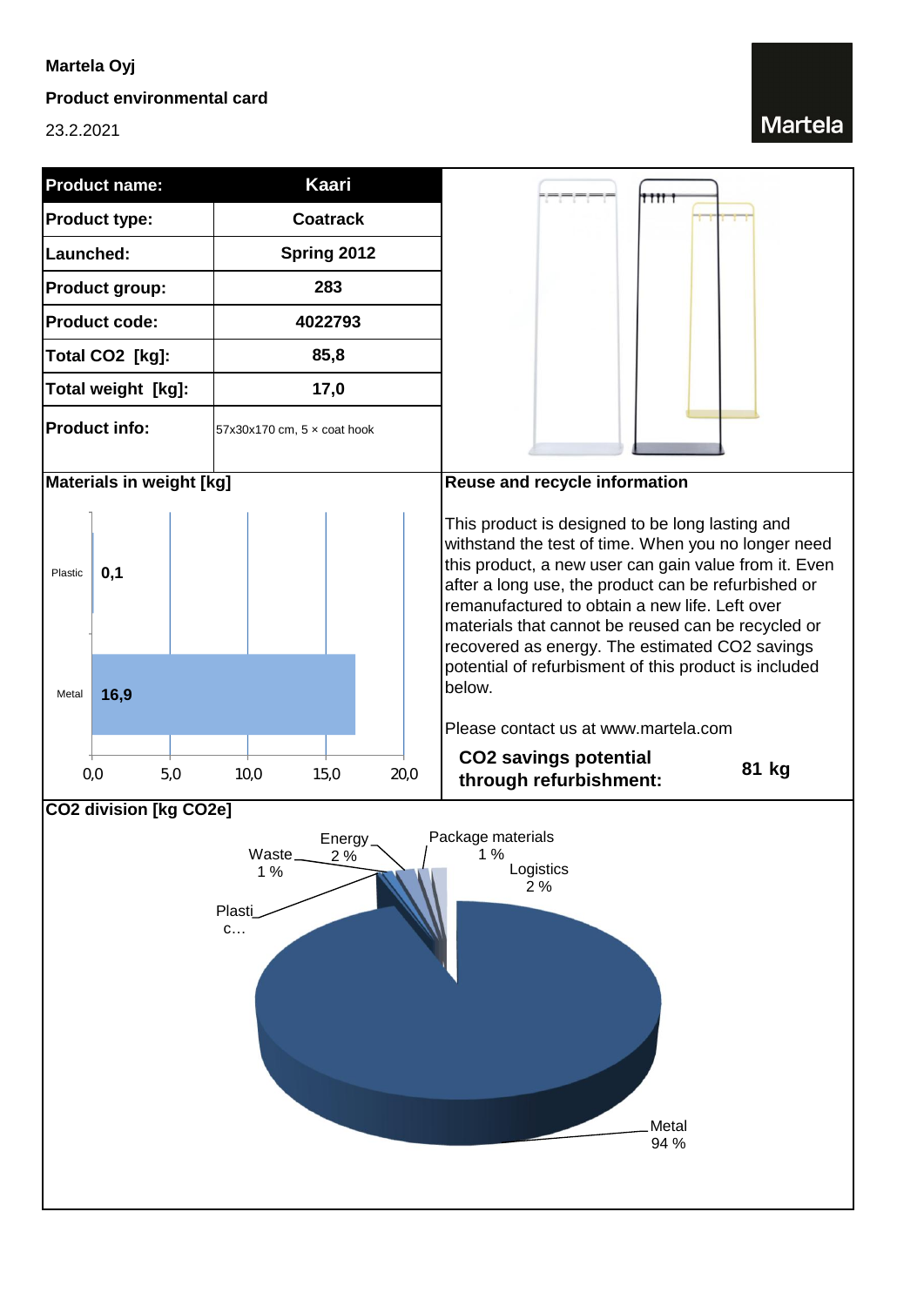Martela Oyj

**Product environmental card**

23.2.2021

Martela

| | |
|---|---|
| **Product name:** | **Kaari** |
| **Product type:** | **Coatrack** |
| **Launched:** | **Spring 2012** |
| **Product group:** | **283** |
| **Product code:** | **4022793** |
| **Total CO2 [kg]:** | **85,8** |
| **Total weight [kg]:** | **17,0** |
| **Product info:** | 57x30x170 cm, 5 × coat hook |

**Materials in weight [kg]**

Plastic **0,1**

Metal **16,9**

0,0 5,0 10,0 15,0 20,0

**Reuse and recycle information**

This product is designed to be long lasting and withstand the test of time. When you no longer need this product, a new user can gain value from it. Even after a long use, the product can be refurbished or remanufactured to obtain a new life. Left over materials that cannot be reused can be recycled or recovered as energy. The estimated CO2 savings potential of refurbisment of this product is included below.

Please contact us at www.martela.com

**CO2 savings potential through refurbishment:** **81 kg**

**CO2 division [kg CO2e]**

Energy 2 %

Waste 1 %

Package materials 1 %

Logistics 2 %

Plasti c…

Metal 94 %